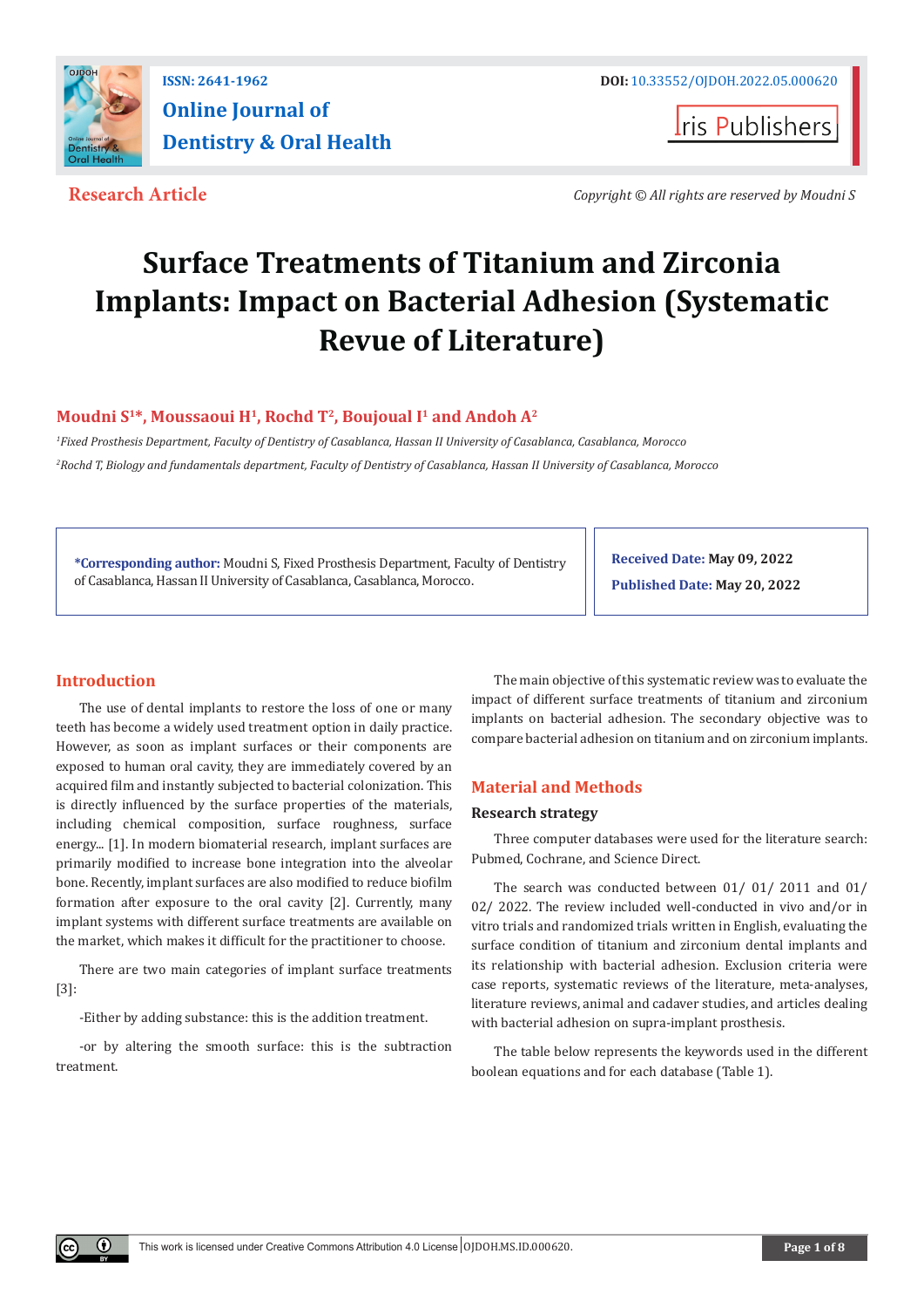**Research Article**

*Copyright © All rights reserved by Moudni S*

# Surface Treatments of Titanium and Zirconia Implants: Impact on Bacterial Adhesion (Systematic Revue of Literature)

**Moudni S[1]\*, Moussaoui H[1], Rochd T[2], Boujoual I[1] and Andoh A[2]**

*[1]Fixed Prosthesis Department, Faculty of Dentistry of Casablanca, Hassan II University of Casablanca, Casablanca, Morocco*

*[2]Rochd T, Biology and fundamentals department, Faculty of Dentistry of Casablanca, Hassan II University of Casablanca, Casablanca, Morocco*

**\*Corresponding author:** Moudni S, Fixed Prosthesis Department, Faculty of Dentistry of Casablanca, Hassan II University of Casablanca, Casablanca, Morocco.

**Received Date:** May 09, 2022

**Published Date:** May 20, 2022

## Introduction

The use of dental implants to restore the loss of one or many teeth has become a widely used treatment option in daily practice. However, as soon as implant surfaces or their components are exposed to human oral cavity, they are immediately covered by an acquired film and instantly subjected to bacterial colonization. This is directly influenced by the surface properties of the materials, including chemical composition, surface roughness, surface energy... [1]. In modern biomaterial research, implant surfaces are primarily modified to increase bone integration into the alveolar bone. Recently, implant surfaces are also modified to reduce biofilm formation after exposure to the oral cavity [2]. Currently, many implant systems with different surface treatments are available on the market, which makes it difficult for the practitioner to choose.

There are two main categories of implant surface treatments [3]:

-Either by adding substance: this is the addition treatment.

-or by altering the smooth surface: this is the subtraction treatment.

The main objective of this systematic review was to evaluate the impact of different surface treatments of titanium and zirconium implants on bacterial adhesion. The secondary objective was to compare bacterial adhesion on titanium and on zirconium implants.

## Material and Methods

### Research strategy

Three computer databases were used for the literature search: Pubmed, Cochrane, and Science Direct.

The search was conducted between 01/ 01/ 2011 and 01/ 02/ 2022. The review included well-conducted in vivo and/or in vitro trials and randomized trials written in English, evaluating the surface condition of titanium and zirconium dental implants and its relationship with bacterial adhesion. Exclusion criteria were case reports, systematic reviews of the literature, meta-analyses, literature reviews, animal and cadaver studies, and articles dealing with bacterial adhesion on supra-implant prosthesis.

The table below represents the keywords used in the different boolean equations and for each database (Table 1).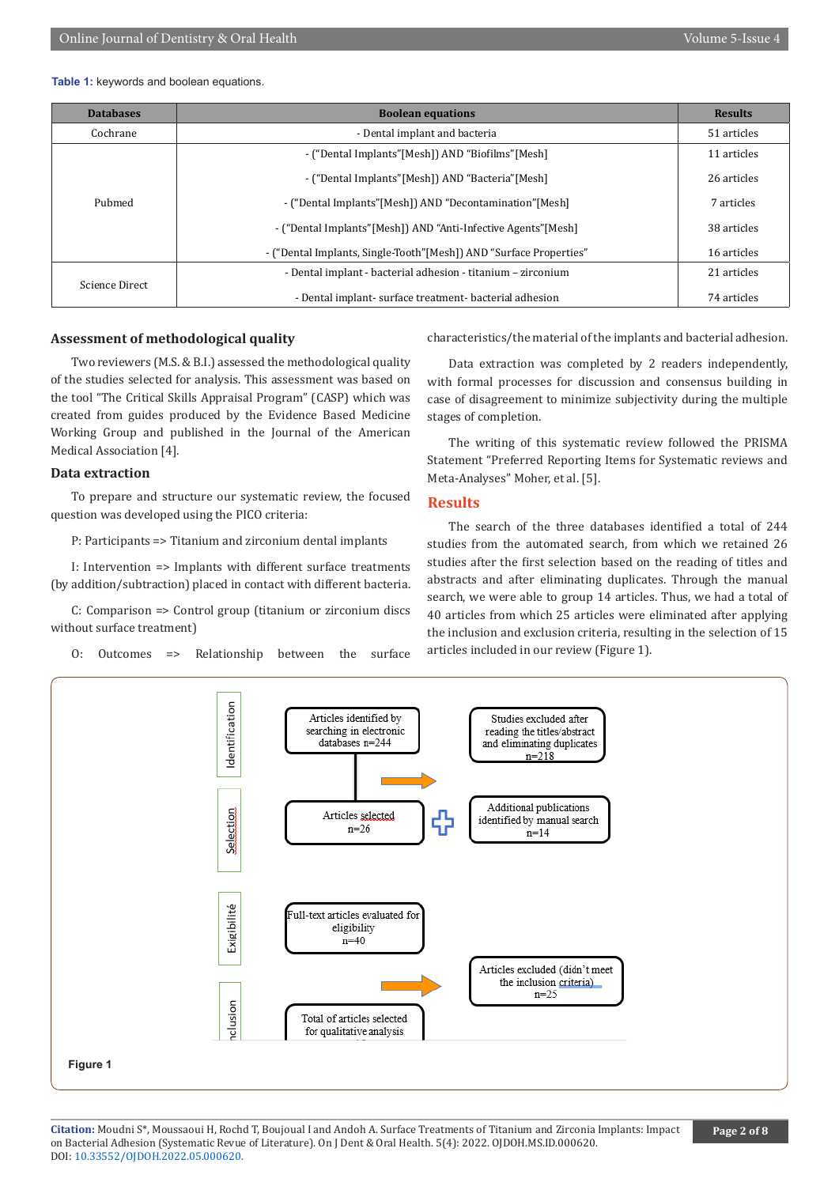**Table 1:** keywords and boolean equations.

| Databases | Boolean equations | Results |
|---|---|---|
| Cochrane | - Dental implant and bacteria | 51 articles |
| Pubmed | - ("Dental Implants"[Mesh]) AND "Biofilms"[Mesh] | 11 articles |
| | - ("Dental Implants"[Mesh]) AND "Bacteria"[Mesh] | 26 articles |
| | - ("Dental Implants"[Mesh]) AND "Decontamination"[Mesh] | 7 articles |
| | - ("Dental Implants"[Mesh]) AND "Anti-Infective Agents"[Mesh] | 38 articles |
| | - ("Dental Implants, Single-Tooth"[Mesh]) AND "Surface Properties" | 16 articles |
| Science Direct | - Dental implant - bacterial adhesion - titanium – zirconium | 21 articles |
| | - Dental implant- surface treatment- bacterial adhesion | 74 articles |

### Assessment of methodological quality

Two reviewers (M.S. & B.I.) assessed the methodological quality of the studies selected for analysis. This assessment was based on the tool "The Critical Skills Appraisal Program" (CASP) which was created from guides produced by the Evidence Based Medicine Working Group and published in the Journal of the American Medical Association [4].

### Data extraction

To prepare and structure our systematic review, the focused question was developed using the PICO criteria:

P: Participants => Titanium and zirconium dental implants

I: Intervention => Implants with different surface treatments (by addition/subtraction) placed in contact with different bacteria.

C: Comparison => Control group (titanium or zirconium discs without surface treatment)

O: Outcomes => Relationship between the surface characteristics/the material of the implants and bacterial adhesion.

Data extraction was completed by 2 readers independently, with formal processes for discussion and consensus building in case of disagreement to minimize subjectivity during the multiple stages of completion.

The writing of this systematic review followed the PRISMA Statement "Preferred Reporting Items for Systematic reviews and Meta-Analyses" Moher, et al. [5].

## Results

The search of the three databases identified a total of 244 studies from the automated search, from which we retained 26 studies after the first selection based on the reading of titles and abstracts and after eliminating duplicates. Through the manual search, we were able to group 14 articles. Thus, we had a total of 40 articles from which 25 articles were eliminated after applying the inclusion and exclusion criteria, resulting in the selection of 15 articles included in our review (Figure 1).

Identification: Articles identified by searching in electronic databases n=244 → Studies excluded after reading the titles/abstract and eliminating duplicates n=218

Selection: Articles selected n=26 + Additional publications identified by manual search n=14

Exigibilité: Full-text articles evaluated for eligibility n=40 → Articles excluded (didn't meet the inclusion criteria) n=25

Inclusion: Total of articles selected for qualitative analysis

**Figure 1**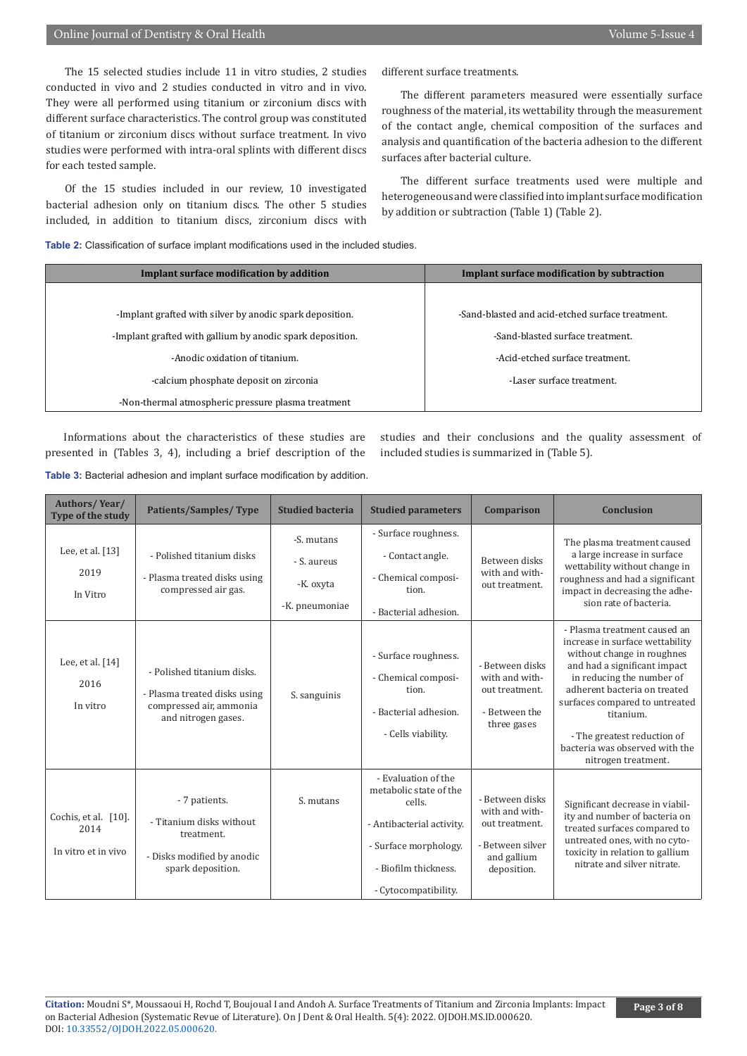The 15 selected studies include 11 in vitro studies, 2 studies conducted in vivo and 2 studies conducted in vitro and in vivo. They were all performed using titanium or zirconium discs with different surface characteristics. The control group was constituted of titanium or zirconium discs without surface treatment. In vivo studies were performed with intra-oral splints with different discs for each tested sample.

Of the 15 studies included in our review, 10 investigated bacterial adhesion only on titanium discs. The other 5 studies included, in addition to titanium discs, zirconium discs with different surface treatments.

The different parameters measured were essentially surface roughness of the material, its wettability through the measurement of the contact angle, chemical composition of the surfaces and analysis and quantification of the bacteria adhesion to the different surfaces after bacterial culture.

The different surface treatments used were multiple and heterogeneous and were classified into implant surface modification by addition or subtraction (Table 1) (Table 2).

**Table 2:** Classification of surface implant modifications used in the included studies.

| Implant surface modification by addition | Implant surface modification by subtraction |
|---|---|
| -Implant grafted with silver by anodic spark deposition. | -Sand-blasted and acid-etched surface treatment. |
| -Implant grafted with gallium by anodic spark deposition. | -Sand-blasted surface treatment. |
| -Anodic oxidation of titanium. | -Acid-etched surface treatment. |
| -calcium phosphate deposit on zirconia | -Laser surface treatment. |
| -Non-thermal atmospheric pressure plasma treatment | |

Informations about the characteristics of these studies are presented in (Tables 3, 4), including a brief description of the studies and their conclusions and the quality assessment of included studies is summarized in (Table 5).

**Table 3:** Bacterial adhesion and implant surface modification by addition.

| Authors/ Year/ Type of the study | Patients/Samples/ Type | Studied bacteria | Studied parameters | Comparison | Conclusion |
|---|---|---|---|---|---|
| Lee, et al. [13] 2019 In Vitro | - Polished titanium disks<br>- Plasma treated disks using compressed air gas. | -S. mutans<br>- S. aureus<br>-K. oxyta<br>-K. pneumoniae | - Surface roughness.<br>- Contact angle.<br>- Chemical composition.<br>- Bacterial adhesion. | Between disks with and without treatment. | The plasma treatment caused a large increase in surface wettability without change in roughness and had a significant impact in decreasing the adhesion rate of bacteria. |
| Lee, et al. [14] 2016 In vitro | - Polished titanium disks.<br>- Plasma treated disks using compressed air, ammonia and nitrogen gases. | S. sanguinis | - Surface roughness.<br>- Chemical composition.<br>- Bacterial adhesion.<br>- Cells viability. | - Between disks with and without treatment.<br>- Between the three gases | - Plasma treatment caused an increase in surface wettability without change in roughness and had a significant impact in reducing the number of adherent bacteria on treated surfaces compared to untreated titanium.<br>- The greatest reduction of bacteria was observed with the nitrogen treatment. |
| Cochis, et al. [10]. 2014 In vitro et in vivo | - 7 patients.<br>- Titanium disks without treatment.<br>- Disks modified by anodic spark deposition. | S. mutans | - Evaluation of the metabolic state of the cells.<br>- Antibacterial activity.<br>- Surface morphology.<br>- Biofilm thickness.<br>- Cytocompatibility. | - Between disks with and without treatment.<br>- Between silver and gallium deposition. | Significant decrease in viability and number of bacteria on treated surfaces compared to untreated ones, with no cytotoxicity in relation to gallium nitrate and silver nitrate. |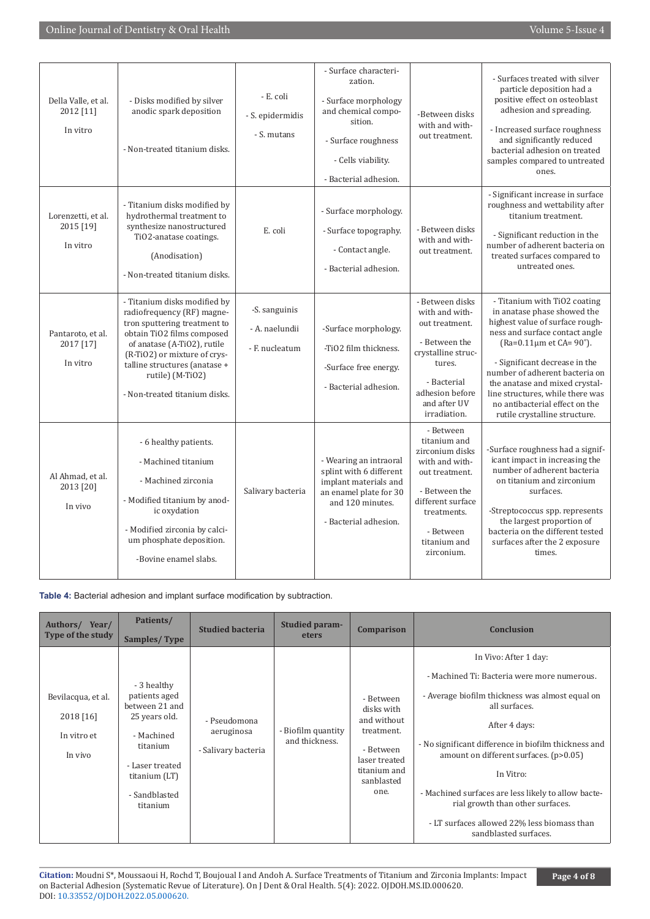| | | | | | |
|---|---|---|---|---|---|
| Della Valle, et al. 2012 [11]<br><br>In vitro | - Disks modified by silver anodic spark deposition<br><br>- Non-treated titanium disks. | - E. coli<br><br>- S. epidermidis<br><br>- S. mutans | - Surface characterization.<br><br>- Surface morphology and chemical composition.<br><br>- Surface roughness<br><br>- Cells viability.<br><br>- Bacterial adhesion. | -Between disks with and without treatment. | - Surfaces treated with silver particle deposition had a positive effect on osteoblast adhesion and spreading.<br><br>- Increased surface roughness and significantly reduced bacterial adhesion on treated samples compared to untreated ones. |
| Lorenzetti, et al. 2015 [19]<br><br>In vitro | - Titanium disks modified by hydrothermal treatment to synthesize nanostructured TiO2-anatase coatings.<br><br>(Anodisation)<br><br>- Non-treated titanium disks. | E. coli | - Surface morphology.<br><br>- Surface topography.<br><br>- Contact angle.<br><br>- Bacterial adhesion. | - Between disks with and without treatment. | - Significant increase in surface roughness and wettability after titanium treatment.<br><br>- Significant reduction in the number of adherent bacteria on treated surfaces compared to untreated ones. |
| Pantaroto, et al. 2017 [17]<br><br>In vitro | - Titanium disks modified by radiofrequency (RF) magnetron sputtering treatment to obtain TiO2 films composed of anatase (A-TiO2), rutile (R-TiO2) or mixture of crystalline structures (anatase + rutile) (M-TiO2)<br><br>- Non-treated titanium disks. | -S. sanguinis<br><br>- A. naelundii<br><br>- F. nucleatum | -Surface morphology.<br><br>-TiO2 film thickness.<br><br>-Surface free energy.<br><br>- Bacterial adhesion. | - Between disks with and without treatment.<br><br>- Between the crystalline structures.<br><br>- Bacterial adhesion before and after UV irradiation. | - Titanium with TiO2 coating in anatase phase showed the highest value of surface roughness and surface contact angle (Ra=0.11µm et CA= 90°).<br><br>- Significant decrease in the number of adherent bacteria on the anatase and mixed crystalline structures, while there was no antibacterial effect on the rutile crystalline structure. |
| Al Ahmad, et al. 2013 [20]<br><br>In vivo | - 6 healthy patients.<br><br>- Machined titanium<br><br>- Machined zirconia<br><br>- Modified titanium by anodic oxydation<br><br>- Modified zirconia by calcium phosphate deposition.<br><br>-Bovine enamel slabs. | Salivary bacteria | - Wearing an intraoral splint with 6 different implant materials and an enamel plate for 30 and 120 minutes.<br><br>- Bacterial adhesion. | - Between titanium and zirconium disks with and without treatment.<br><br>- Between the different surface treatments.<br><br>- Between titanium and zirconium. | -Surface roughness had a significant impact in increasing the number of adherent bacteria on titanium and zirconium surfaces.<br><br>-Streptococcus spp. represents the largest proportion of bacteria on the different tested surfaces after the 2 exposure times. |

**Table 4:** Bacterial adhesion and implant surface modification by subtraction.

| Authors/ Year/ Type of the study | Patients/ Samples/ Type | Studied bacteria | Studied parameters | Comparison | Conclusion |
|---|---|---|---|---|---|
| Bevilacqua, et al.<br><br>2018 [16]<br><br>In vitro et<br><br>In vivo | - 3 healthy patients aged between 21 and 25 years old.<br><br>- Machined titanium<br><br>- Laser treated titanium (LT)<br><br>- Sandblasted titanium | - Pseudomona aeruginosa<br><br>- Salivary bacteria | - Biofilm quantity and thickness. | - Between disks with and without treatment.<br><br>- Between laser treated titanium and sanblasted one. | In Vivo: After 1 day:<br><br>- Machined Ti: Bacteria were more numerous.<br><br>- Average biofilm thickness was almost equal on all surfaces.<br><br>After 4 days:<br><br>- No significant difference in biofilm thickness and amount on different surfaces. ($p>0.05$)<br><br>In Vitro:<br><br>- Machined surfaces are less likely to allow bacterial growth than other surfaces.<br><br>- LT surfaces allowed 22% less biomass than sandblasted surfaces. |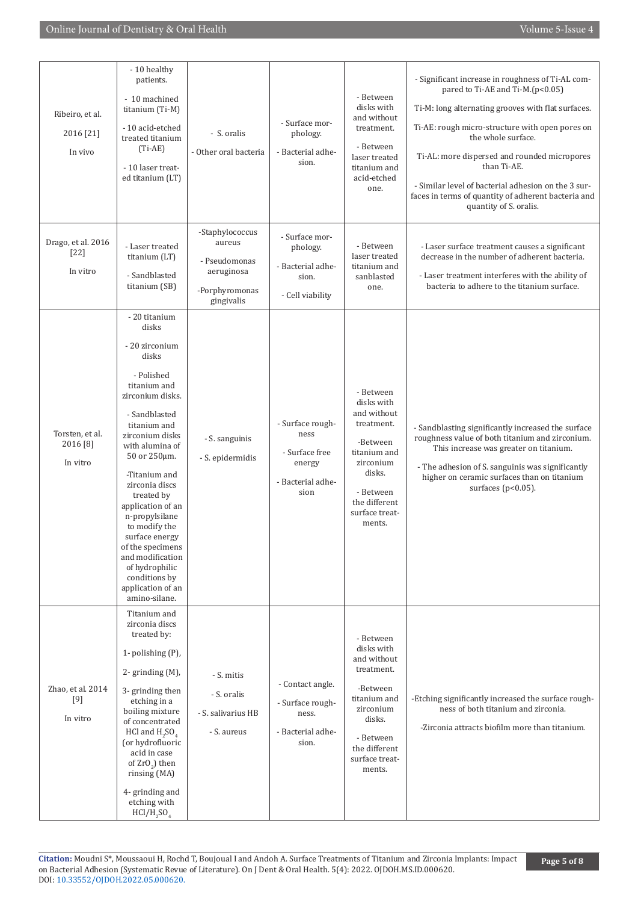| | | | | | |
|---|---|---|---|---|---|
| Ribeiro, et al. 2016 [21] In vivo | - 10 healthy patients. - 10 machined titanium (Ti-M) - 10 acid-etched treated titanium (Ti-AE) - 10 laser treated titanium (LT) | - S. oralis - Other oral bacteria | - Surface morphology. - Bacterial adhesion. | - Between disks with and without treatment. - Between laser treated titanium and acid-etched one. | - Significant increase in roughness of Ti-AL compared to Ti-AE and Ti-M.($p<0.05$) Ti-M: long alternating grooves with flat surfaces. Ti-AE: rough micro-structure with open pores on the whole surface. Ti-AL: more dispersed and rounded micropores than Ti-AE. - Similar level of bacterial adhesion on the 3 surfaces in terms of quantity of adherent bacteria and quantity of S. oralis. |
| Drago, et al. 2016 [22] In vitro | - Laser treated titanium (LT) - Sandblasted titanium (SB) | -Staphylococcus aureus - Pseudomonas aeruginosa -Porphyromonas gingivalis | - Surface morphology. - Bacterial adhesion. - Cell viability | - Between laser treated titanium and sanblasted one. | - Laser surface treatment causes a significant decrease in the number of adherent bacteria. - Laser treatment interferes with the ability of bacteria to adhere to the titanium surface. |
| Torsten, et al. 2016 [8] In vitro | - 20 titanium disks - 20 zirconium disks - Polished titanium and zirconium disks. - Sandblasted titanium and zirconium disks with alumina of 50 or 250µm. -Titanium and zirconia discs treated by application of an n-propylsilane to modify the surface energy of the specimens and modification of hydrophilic conditions by application of an amino-silane. | - S. sanguinis - S. epidermidis | - Surface roughness - Surface free energy - Bacterial adhesion | - Between disks with and without treatment. -Between titanium and zirconium disks. - Between the different surface treatments. | - Sandblasting significantly increased the surface roughness value of both titanium and zirconium. This increase was greater on titanium. - The adhesion of S. sanguinis was significantly higher on ceramic surfaces than on titanium surfaces ($p<0.05$). |
| Zhao, et al. 2014 [9] In vitro | Titanium and zirconia discs treated by: 1- polishing (P), 2- grinding (M), 3- grinding then etching in a boiling mixture of concentrated HCl and $H_2SO_4$ (or hydrofluoric acid in case of $ZrO_2$) then rinsing (MA) 4- grinding and etching with $HCl/H_2SO_4$ | - S. mitis - S. oralis - S. salivarius HB - S. aureus | - Contact angle. - Surface roughness. - Bacterial adhesion. | - Between disks with and without treatment. -Between titanium and zirconium disks. - Between the different surface treatments. | -Etching significantly increased the surface roughness of both titanium and zirconia. -Zirconia attracts biofilm more than titanium. |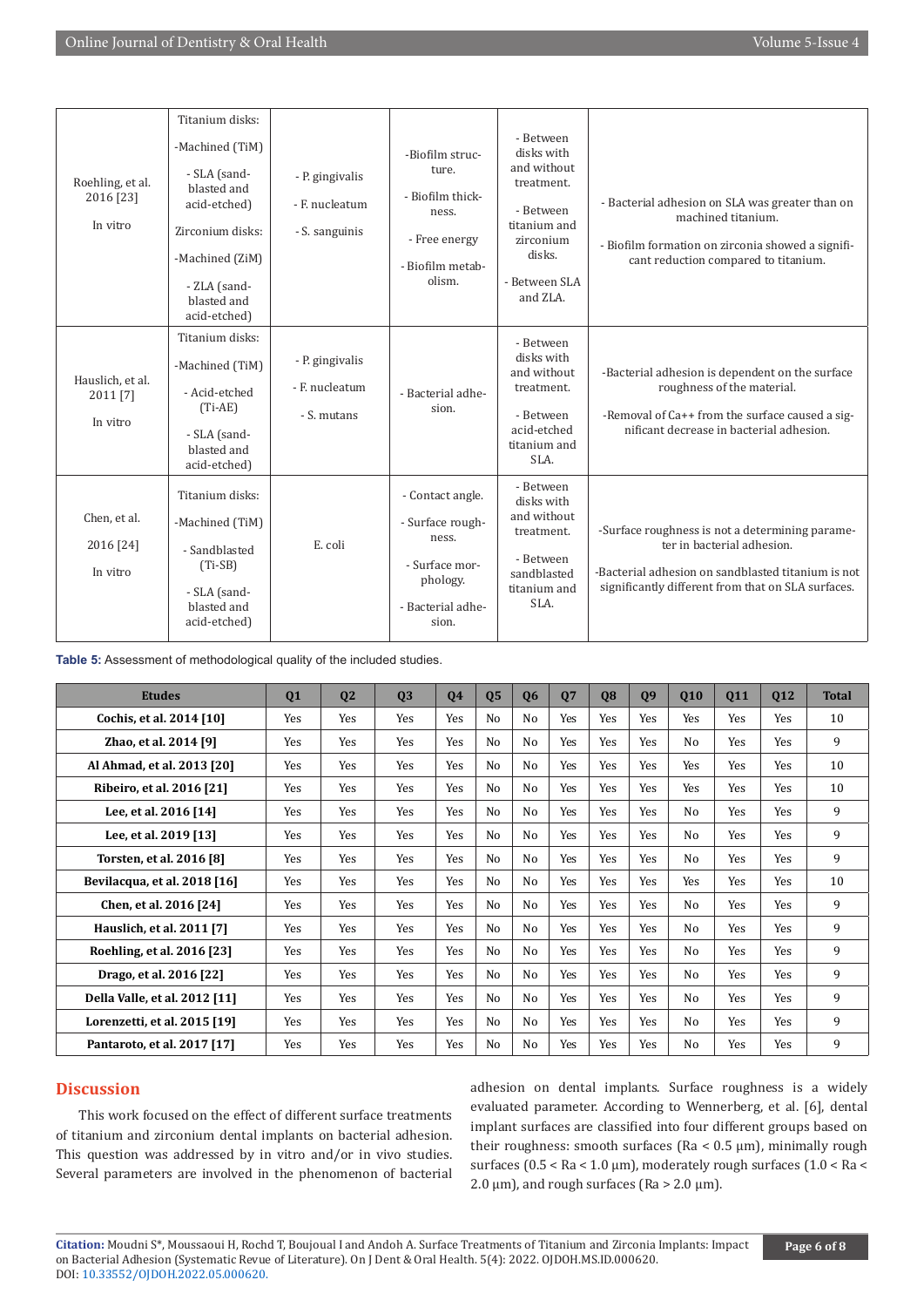| | | | | | |
|---|---|---|---|---|---|
| Roehling, et al. 2016 [23] In vitro | Titanium disks: -Machined (TiM) - SLA (sand-blasted and acid-etched) Zirconium disks: -Machined (ZiM) - ZLA (sand-blasted and acid-etched) | - P. gingivalis - F. nucleatum - S. sanguinis | -Biofilm structure. - Biofilm thickness. - Free energy - Biofilm metabolism. | - Between disks with and without treatment. - Between titanium and zirconium disks. - Between SLA and ZLA. | - Bacterial adhesion on SLA was greater than on machined titanium. - Biofilm formation on zirconia showed a significant reduction compared to titanium. |
| Hauslich, et al. 2011 [7] In vitro | Titanium disks: -Machined (TiM) - Acid-etched (Ti-AE) - SLA (sand-blasted and acid-etched) | - P. gingivalis - F. nucleatum - S. mutans | - Bacterial adhesion. | - Between disks with and without treatment. - Between acid-etched titanium and SLA. | -Bacterial adhesion is dependent on the surface roughness of the material. -Removal of Ca++ from the surface caused a significant decrease in bacterial adhesion. |
| Chen, et al. 2016 [24] In vitro | Titanium disks: -Machined (TiM) - Sandblasted (Ti-SB) - SLA (sand-blasted and acid-etched) | E. coli | - Contact angle. - Surface roughness. - Surface morphology. - Bacterial adhesion. | - Between disks with and without treatment. - Between sandblasted titanium and SLA. | -Surface roughness is not a determining parameter in bacterial adhesion. -Bacterial adhesion on sandblasted titanium is not significantly different from that on SLA surfaces. |

**Table 5:** Assessment of methodological quality of the included studies.

| Etudes | Q1 | Q2 | Q3 | Q4 | Q5 | Q6 | Q7 | Q8 | Q9 | Q10 | Q11 | Q12 | Total |
|---|---|---|---|---|---|---|---|---|---|---|---|---|---|
| **Cochis, et al. 2014 [10]** | Yes | Yes | Yes | Yes | No | No | Yes | Yes | Yes | Yes | Yes | Yes | 10 |
| **Zhao, et al. 2014 [9]** | Yes | Yes | Yes | Yes | No | No | Yes | Yes | Yes | No | Yes | Yes | 9 |
| **Al Ahmad, et al. 2013 [20]** | Yes | Yes | Yes | Yes | No | No | Yes | Yes | Yes | Yes | Yes | Yes | 10 |
| **Ribeiro, et al. 2016 [21]** | Yes | Yes | Yes | Yes | No | No | Yes | Yes | Yes | Yes | Yes | Yes | 10 |
| **Lee, et al. 2016 [14]** | Yes | Yes | Yes | Yes | No | No | Yes | Yes | Yes | No | Yes | Yes | 9 |
| **Lee, et al. 2019 [13]** | Yes | Yes | Yes | Yes | No | No | Yes | Yes | Yes | No | Yes | Yes | 9 |
| **Torsten, et al. 2016 [8]** | Yes | Yes | Yes | Yes | No | No | Yes | Yes | Yes | No | Yes | Yes | 9 |
| **Bevilacqua, et al. 2018 [16]** | Yes | Yes | Yes | Yes | No | No | Yes | Yes | Yes | Yes | Yes | Yes | 10 |
| **Chen, et al. 2016 [24]** | Yes | Yes | Yes | Yes | No | No | Yes | Yes | Yes | No | Yes | Yes | 9 |
| **Hauslich, et al. 2011 [7]** | Yes | Yes | Yes | Yes | No | No | Yes | Yes | Yes | No | Yes | Yes | 9 |
| **Roehling, et al. 2016 [23]** | Yes | Yes | Yes | Yes | No | No | Yes | Yes | Yes | No | Yes | Yes | 9 |
| **Drago, et al. 2016 [22]** | Yes | Yes | Yes | Yes | No | No | Yes | Yes | Yes | No | Yes | Yes | 9 |
| **Della Valle, et al. 2012 [11]** | Yes | Yes | Yes | Yes | No | No | Yes | Yes | Yes | No | Yes | Yes | 9 |
| **Lorenzetti, et al. 2015 [19]** | Yes | Yes | Yes | Yes | No | No | Yes | Yes | Yes | No | Yes | Yes | 9 |
| **Pantaroto, et al. 2017 [17]** | Yes | Yes | Yes | Yes | No | No | Yes | Yes | Yes | No | Yes | Yes | 9 |

## Discussion

This work focused on the effect of different surface treatments of titanium and zirconium dental implants on bacterial adhesion. This question was addressed by in vitro and/or in vivo studies. Several parameters are involved in the phenomenon of bacterial adhesion on dental implants. Surface roughness is a widely evaluated parameter. According to Wennerberg, et al. [6], dental implant surfaces are classified into four different groups based on their roughness: smooth surfaces (Ra < 0.5 µm), minimally rough surfaces (0.5 < Ra < 1.0 µm), moderately rough surfaces (1.0 < Ra < 2.0 µm), and rough surfaces (Ra > 2.0 µm).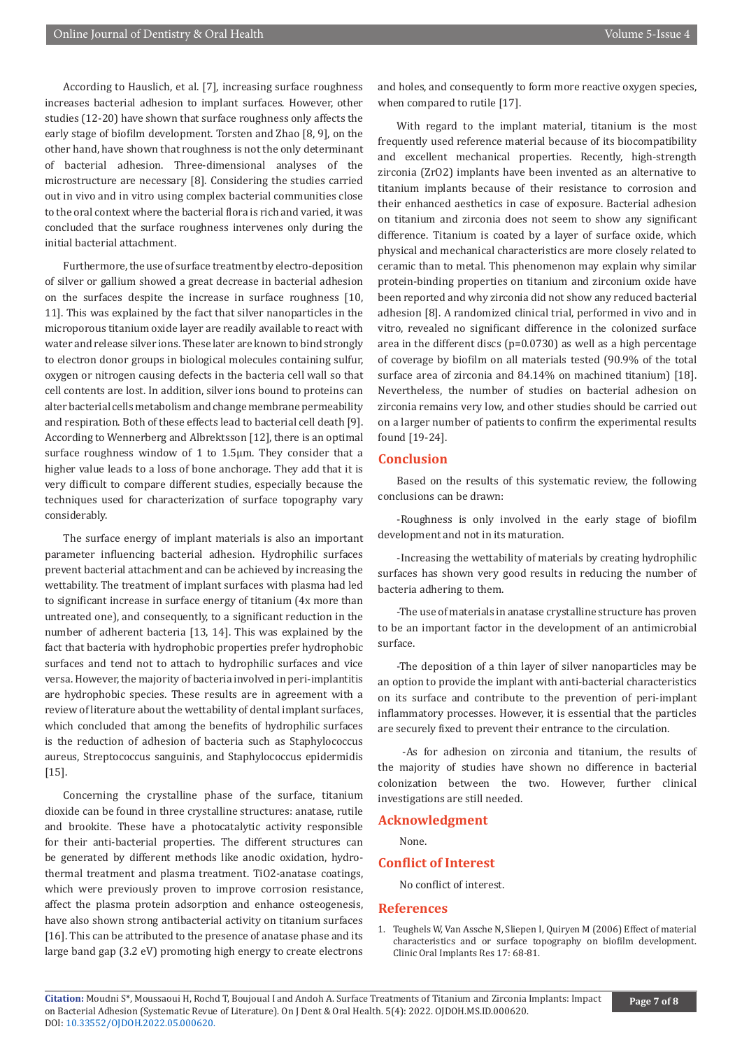According to Hauslich, et al. [7], increasing surface roughness increases bacterial adhesion to implant surfaces. However, other studies (12-20) have shown that surface roughness only affects the early stage of biofilm development. Torsten and Zhao [8, 9], on the other hand, have shown that roughness is not the only determinant of bacterial adhesion. Three-dimensional analyses of the microstructure are necessary [8]. Considering the studies carried out in vivo and in vitro using complex bacterial communities close to the oral context where the bacterial flora is rich and varied, it was concluded that the surface roughness intervenes only during the initial bacterial attachment.

Furthermore, the use of surface treatment by electro-deposition of silver or gallium showed a great decrease in bacterial adhesion on the surfaces despite the increase in surface roughness [10, 11]. This was explained by the fact that silver nanoparticles in the microporous titanium oxide layer are readily available to react with water and release silver ions. These later are known to bind strongly to electron donor groups in biological molecules containing sulfur, oxygen or nitrogen causing defects in the bacteria cell wall so that cell contents are lost. In addition, silver ions bound to proteins can alter bacterial cells metabolism and change membrane permeability and respiration. Both of these effects lead to bacterial cell death [9]. According to Wennerberg and Albrektsson [12], there is an optimal surface roughness window of 1 to 1.5µm. They consider that a higher value leads to a loss of bone anchorage. They add that it is very difficult to compare different studies, especially because the techniques used for characterization of surface topography vary considerably.

The surface energy of implant materials is also an important parameter influencing bacterial adhesion. Hydrophilic surfaces prevent bacterial attachment and can be achieved by increasing the wettability. The treatment of implant surfaces with plasma had led to significant increase in surface energy of titanium (4x more than untreated one), and consequently, to a significant reduction in the number of adherent bacteria [13, 14]. This was explained by the fact that bacteria with hydrophobic properties prefer hydrophobic surfaces and tend not to attach to hydrophilic surfaces and vice versa. However, the majority of bacteria involved in peri-implantitis are hydrophobic species. These results are in agreement with a review of literature about the wettability of dental implant surfaces, which concluded that among the benefits of hydrophilic surfaces is the reduction of adhesion of bacteria such as Staphylococcus aureus, Streptococcus sanguinis, and Staphylococcus epidermidis [15].

Concerning the crystalline phase of the surface, titanium dioxide can be found in three crystalline structures: anatase, rutile and brookite. These have a photocatalytic activity responsible for their anti-bacterial properties. The different structures can be generated by different methods like anodic oxidation, hydro-thermal treatment and plasma treatment. $TiO_2$-anatase coatings, which were previously proven to improve corrosion resistance, affect the plasma protein adsorption and enhance osteogenesis, have also shown strong antibacterial activity on titanium surfaces [16]. This can be attributed to the presence of anatase phase and its large band gap (3.2 eV) promoting high energy to create electrons and holes, and consequently to form more reactive oxygen species, when compared to rutile [17].

With regard to the implant material, titanium is the most frequently used reference material because of its biocompatibility and excellent mechanical properties. Recently, high-strength zirconia ($ZrO_2$) implants have been invented as an alternative to titanium implants because of their resistance to corrosion and their enhanced aesthetics in case of exposure. Bacterial adhesion on titanium and zirconia does not seem to show any significant difference. Titanium is coated by a layer of surface oxide, which physical and mechanical characteristics are more closely related to ceramic than to metal. This phenomenon may explain why similar protein-binding properties on titanium and zirconium oxide have been reported and why zirconia did not show any reduced bacterial adhesion [8]. A randomized clinical trial, performed in vivo and in vitro, revealed no significant difference in the colonized surface area in the different discs ($p=0.0730$) as well as a high percentage of coverage by biofilm on all materials tested (90.9% of the total surface area of zirconia and 84.14% on machined titanium) [18]. Nevertheless, the number of studies on bacterial adhesion on zirconia remains very low, and other studies should be carried out on a larger number of patients to confirm the experimental results found [19-24].

## Conclusion

Based on the results of this systematic review, the following conclusions can be drawn:

-Roughness is only involved in the early stage of biofilm development and not in its maturation.

-Increasing the wettability of materials by creating hydrophilic surfaces has shown very good results in reducing the number of bacteria adhering to them.

-The use of materials in anatase crystalline structure has proven to be an important factor in the development of an antimicrobial surface.

-The deposition of a thin layer of silver nanoparticles may be an option to provide the implant with anti-bacterial characteristics on its surface and contribute to the prevention of peri-implant inflammatory processes. However, it is essential that the particles are securely fixed to prevent their entrance to the circulation.

-As for adhesion on zirconia and titanium, the results of the majority of studies have shown no difference in bacterial colonization between the two. However, further clinical investigations are still needed.

## Acknowledgment

None.

## Conflict of Interest

No conflict of interest.

## References

1. Teughels W, Van Assche N, Sliepen I, Quiryen M (2006) Effect of material characteristics and or surface topography on biofilm development. Clinic Oral Implants Res 17: 68-81.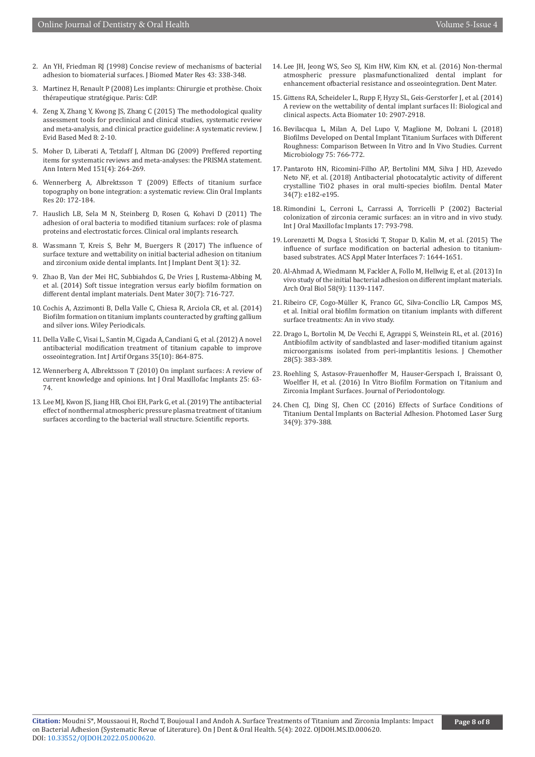2. An YH, Friedman RJ (1998) Concise review of mechanisms of bacterial adhesion to biomaterial surfaces. J Biomed Mater Res 43: 338-348.
3. Martinez H, Renault P (2008) Les implants: Chirurgie et prothèse. Choix thérapeutique stratégique. Paris: CdP.
4. Zeng X, Zhang Y, Kwong JS, Zhang C (2015) The methodological quality assessment tools for preclinical and clinical studies, systematic review and meta-analysis, and clinical practice guideline: A systematic review. J Evid Based Med 8: 2-10.
5. Moher D, Liberati A, Tetzlaff J, Altman DG (2009) Preffered reporting items for systematic reviews and meta-analyses: the PRISMA statement. Ann Intern Med 151(4): 264-269.
6. Wennerberg A, Albrektsson T (2009) Effects of titanium surface topography on bone integration: a systematic review. Clin Oral Implants Res 20: 172-184.
7. Hauslich LB, Sela M N, Steinberg D, Rosen G, Kohavi D (2011) The adhesion of oral bacteria to modified titanium surfaces: role of plasma proteins and electrostatic forces. Clinical oral implants research.
8. Wassmann T, Kreis S, Behr M, Buergers R (2017) The influence of surface texture and wettability on initial bacterial adhesion on titanium and zirconium oxide dental implants. Int J Implant Dent 3(1): 32.
9. Zhao B, Van der Mei HC, Subbiahdos G, De Vries J, Rustema-Abbing M, et al. (2014) Soft tissue integration versus early biofilm formation on different dental implant materials. Dent Mater 30(7): 716-727.
10. Cochis A, Azzimonti B, Della Valle C, Chiesa R, Arciola CR, et al. (2014) Biofilm formation on titanium implants counteracted by grafting gallium and silver ions. Wiley Periodicals.
11. Della Valle C, Visai L, Santin M, Cigada A, Candiani G, et al. (2012) A novel antibacterial modification treatment of titanium capable to improve osseointegration. Int J Artif Organs 35(10): 864-875.
12. Wennerberg A, Albrektsson T (2010) On implant surfaces: A review of current knowledge and opinions. Int J Oral Maxillofac Implants 25: 63-74.
13. Lee MJ, Kwon JS, Jiang HB, Choi EH, Park G, et al. (2019) The antibacterial effect of nonthermal atmospheric pressure plasma treatment of titanium surfaces according to the bacterial wall structure. Scientific reports.
14. Lee JH, Jeong WS, Seo SJ, Kim HW, Kim KN, et al. (2016) Non-thermal atmospheric pressure plasmafunctionalized dental implant for enhancement ofbacterial resistance and osseointegration. Dent Mater.
15. Gittens RA, Scheideler L, Rupp F, Hyzy SL, Geis-Gerstorfer J, et al. (2014) A review on the wettability of dental implant surfaces II: Biological and clinical aspects. Acta Biomater 10: 2907-2918.
16. Bevilacqua L, Milan A, Del Lupo V, Maglione M, Dolzani L (2018) Biofilms Developed on Dental Implant Titanium Surfaces with Different Roughness: Comparison Between In Vitro and In Vivo Studies. Current Microbiology 75: 766-772.
17. Pantaroto HN, Ricomini-Filho AP, Bertolini MM, Silva J HD, Azevedo Neto NF, et al. (2018) Antibacterial photocatalytic activity of different crystalline $TiO_2$ phases in oral multi-species biofilm. Dental Mater 34(7): e182-e195.
18. Rimondini L, Cerroni L, Carrassi A, Torricelli P (2002) Bacterial colonization of zirconia ceramic surfaces: an in vitro and in vivo study. Int J Oral Maxillofac Implants 17: 793-798.
19. Lorenzetti M, Dogsa I, Stosicki T, Stopar D, Kalin M, et al. (2015) The influence of surface modification on bacterial adhesion to titanium-based substrates. ACS Appl Mater Interfaces 7: 1644-1651.
20. Al-Ahmad A, Wiedmann M, Fackler A, Follo M, Hellwig E, et al. (2013) In vivo study of the initial bacterial adhesion on different implant materials. Arch Oral Biol 58(9): 1139-1147.
21. Ribeiro CF, Cogo-Müller K, Franco GC, Silva-Concílio LR, Campos MS, et al. Initial oral biofilm formation on titanium implants with different surface treatments: An in vivo study.
22. Drago L, Bortolin M, De Vecchi E, Agrappi S, Weinstein RL, et al. (2016) Antibiofilm activity of sandblasted and laser-modified titanium against microorganisms isolated from peri-implantitis lesions. J Chemother 28(5): 383-389.
23. Roehling S, Astasov-Frauenhoffer M, Hauser-Gerspach I, Braissant O, Woelfler H, et al. (2016) In Vitro Biofilm Formation on Titanium and Zirconia Implant Surfaces. Journal of Periodontology.
24. Chen CJ, Ding SJ, Chen CC (2016) Effects of Surface Conditions of Titanium Dental Implants on Bacterial Adhesion. Photomed Laser Surg 34(9): 379-388.